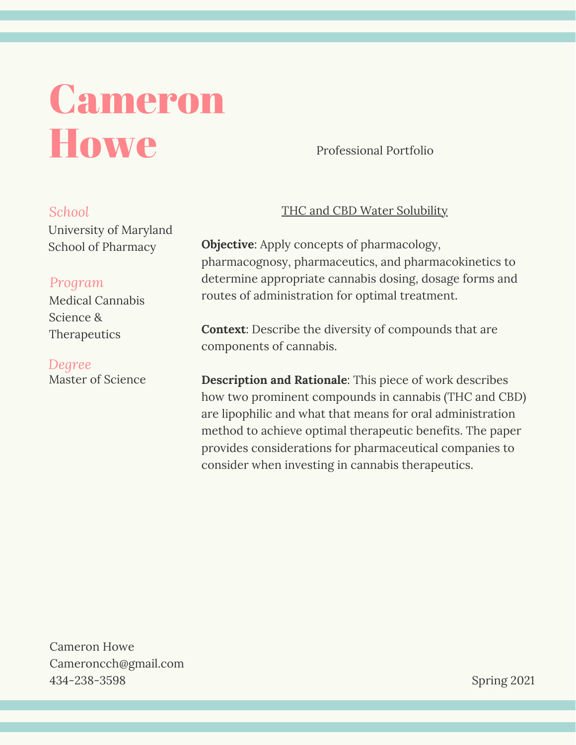# Cameron Howe

Professional Portfolio

*School*
University of Maryland School of Pharmacy

*Program*
Medical Cannabis Science & Therapeutics

*Degree*
Master of Science

## THC and CBD Water Solubility

**Objective**: Apply concepts of pharmacology, pharmacognosy, pharmaceutics, and pharmacokinetics to determine appropriate cannabis dosing, dosage forms and routes of administration for optimal treatment.

**Context**: Describe the diversity of compounds that are components of cannabis.

**Description and Rationale**: This piece of work describes how two prominent compounds in cannabis (THC and CBD) are lipophilic and what that means for oral administration method to achieve optimal therapeutic benefits. The paper provides considerations for pharmaceutical companies to consider when investing in cannabis therapeutics.

Cameron Howe
Cameroncch@gmail.com
434-238-3598

Spring 2021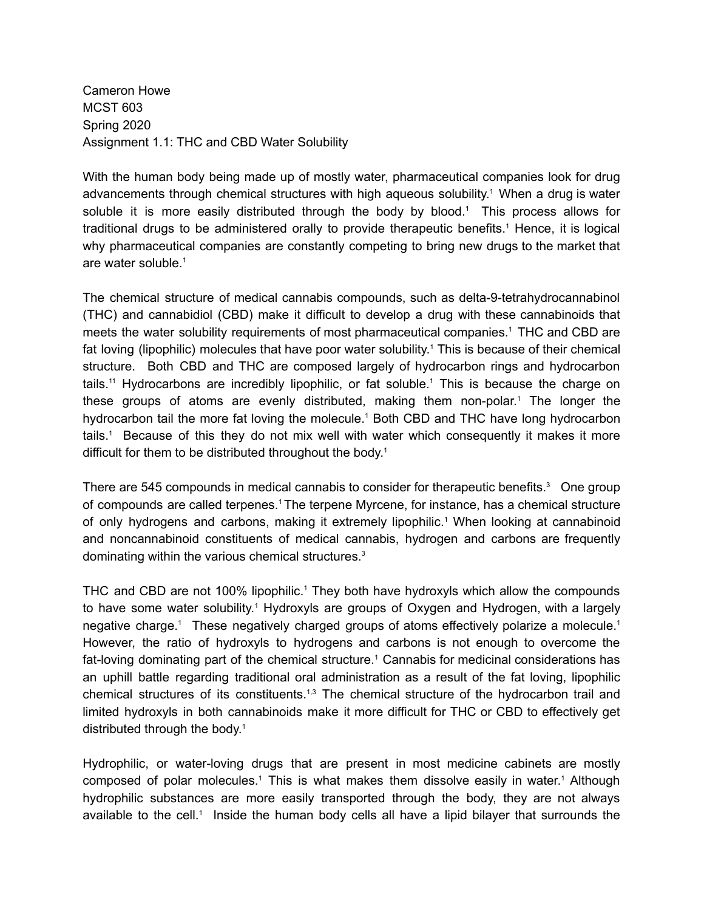Cameron Howe
MCST 603
Spring 2020
Assignment 1.1: THC and CBD Water Solubility

With the human body being made up of mostly water, pharmaceutical companies look for drug advancements through chemical structures with high aqueous solubility.[1] When a drug is water soluble it is more easily distributed through the body by blood.[1] This process allows for traditional drugs to be administered orally to provide therapeutic benefits.[1] Hence, it is logical why pharmaceutical companies are constantly competing to bring new drugs to the market that are water soluble.[1]

The chemical structure of medical cannabis compounds, such as delta-9-tetrahydrocannabinol (THC) and cannabidiol (CBD) make it difficult to develop a drug with these cannabinoids that meets the water solubility requirements of most pharmaceutical companies.[1] THC and CBD are fat loving (lipophilic) molecules that have poor water solubility.[1] This is because of their chemical structure. Both CBD and THC are composed largely of hydrocarbon rings and hydrocarbon tails.[11] Hydrocarbons are incredibly lipophilic, or fat soluble.[1] This is because the charge on these groups of atoms are evenly distributed, making them non-polar.[1] The longer the hydrocarbon tail the more fat loving the molecule.[1] Both CBD and THC have long hydrocarbon tails.[1] Because of this they do not mix well with water which consequently it makes it more difficult for them to be distributed throughout the body.[1]

There are 545 compounds in medical cannabis to consider for therapeutic benefits.[3] One group of compounds are called terpenes.[1] The terpene Myrcene, for instance, has a chemical structure of only hydrogens and carbons, making it extremely lipophilic.[1] When looking at cannabinoid and noncannabinoid constituents of medical cannabis, hydrogen and carbons are frequently dominating within the various chemical structures.[3]

THC and CBD are not 100% lipophilic.[1] They both have hydroxyls which allow the compounds to have some water solubility.[1] Hydroxyls are groups of Oxygen and Hydrogen, with a largely negative charge.[1] These negatively charged groups of atoms effectively polarize a molecule.[1] However, the ratio of hydroxyls to hydrogens and carbons is not enough to overcome the fat-loving dominating part of the chemical structure.[1] Cannabis for medicinal considerations has an uphill battle regarding traditional oral administration as a result of the fat loving, lipophilic chemical structures of its constituents.[1,3] The chemical structure of the hydrocarbon trail and limited hydroxyls in both cannabinoids make it more difficult for THC or CBD to effectively get distributed through the body.[1]

Hydrophilic, or water-loving drugs that are present in most medicine cabinets are mostly composed of polar molecules.[1] This is what makes them dissolve easily in water.[1] Although hydrophilic substances are more easily transported through the body, they are not always available to the cell.[1] Inside the human body cells all have a lipid bilayer that surrounds the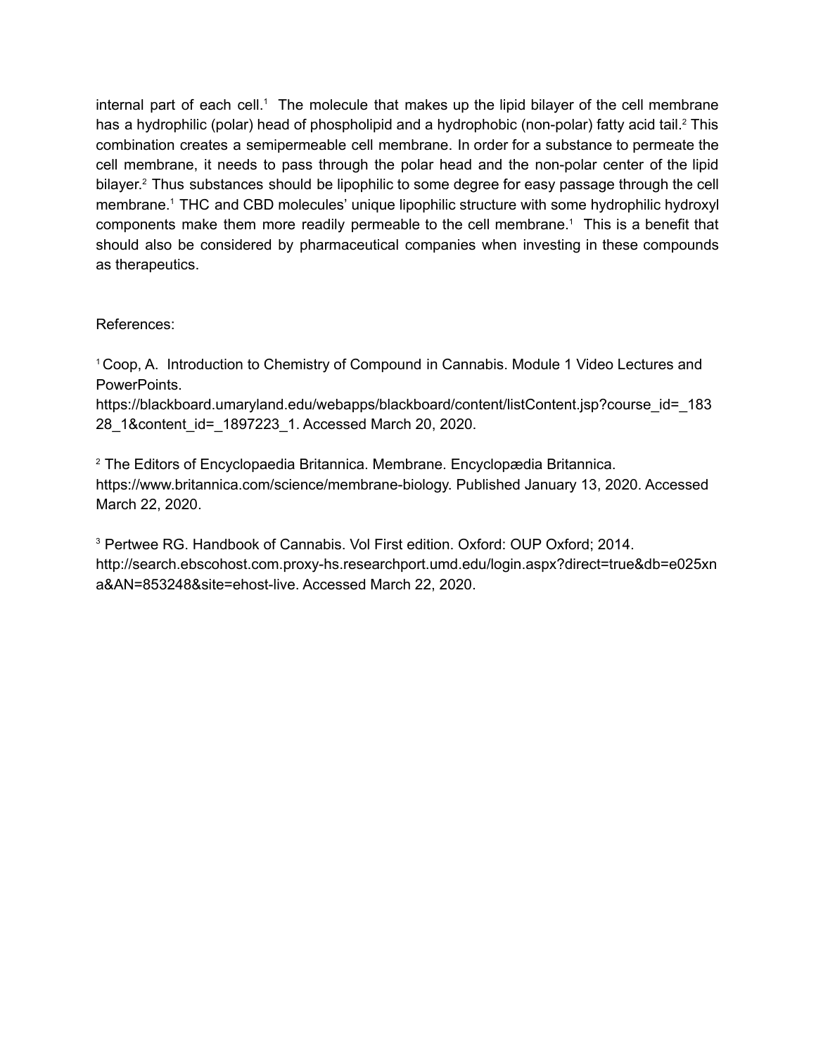internal part of each cell.[1] The molecule that makes up the lipid bilayer of the cell membrane has a hydrophilic (polar) head of phospholipid and a hydrophobic (non-polar) fatty acid tail.[2] This combination creates a semipermeable cell membrane. In order for a substance to permeate the cell membrane, it needs to pass through the polar head and the non-polar center of the lipid bilayer.[2] Thus substances should be lipophilic to some degree for easy passage through the cell membrane.[1] THC and CBD molecules' unique lipophilic structure with some hydrophilic hydroxyl components make them more readily permeable to the cell membrane.[1] This is a benefit that should also be considered by pharmaceutical companies when investing in these compounds as therapeutics.

References:

[1] Coop, A. Introduction to Chemistry of Compound in Cannabis. Module 1 Video Lectures and PowerPoints. https://blackboard.umaryland.edu/webapps/blackboard/content/listContent.jsp?course_id=_18328_1&content_id=_1897223_1. Accessed March 20, 2020.

[2] The Editors of Encyclopaedia Britannica. Membrane. Encyclopædia Britannica. https://www.britannica.com/science/membrane-biology. Published January 13, 2020. Accessed March 22, 2020.

[3] Pertwee RG. Handbook of Cannabis. Vol First edition. Oxford: OUP Oxford; 2014. http://search.ebscohost.com.proxy-hs.researchport.umd.edu/login.aspx?direct=true&db=e025xna&AN=853248&site=ehost-live. Accessed March 22, 2020.